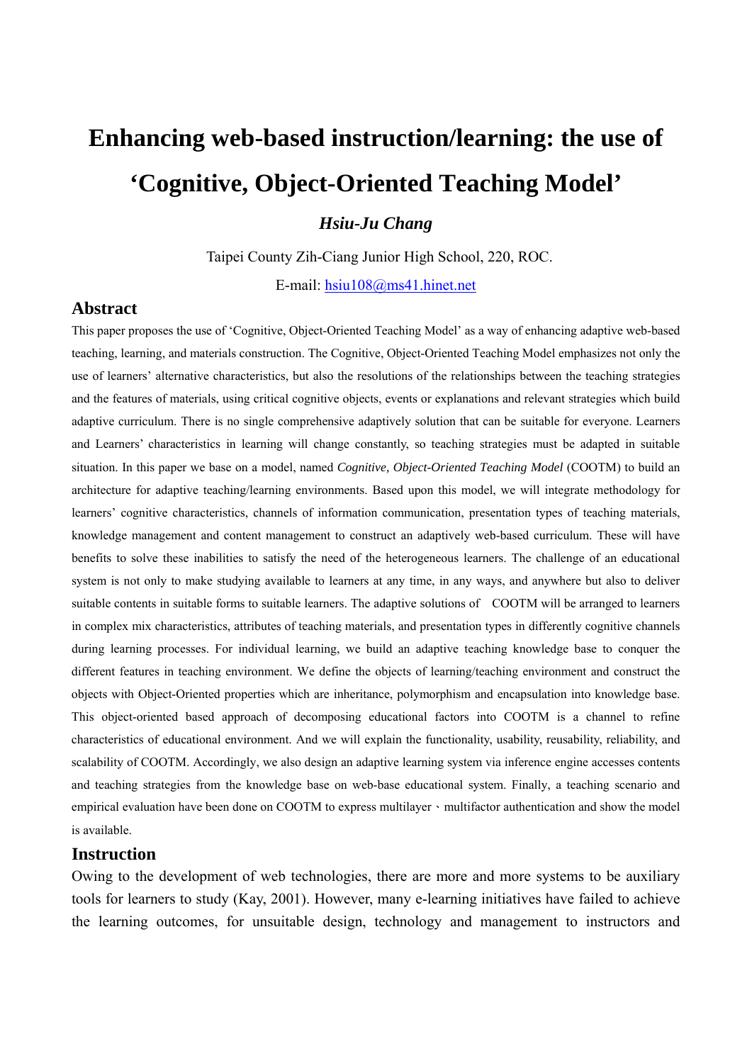# Enhancing web-based instruction/learning: the use of 'Cognitive, Object-Oriented Teaching Model'

***Hsiu-Ju Chang***

Taipei County Zih-Ciang Junior High School, 220, ROC.

E-mail: hsiu108@ms41.hinet.net

## Abstract

This paper proposes the use of 'Cognitive, Object-Oriented Teaching Model' as a way of enhancing adaptive web-based teaching, learning, and materials construction. The Cognitive, Object-Oriented Teaching Model emphasizes not only the use of learners' alternative characteristics, but also the resolutions of the relationships between the teaching strategies and the features of materials, using critical cognitive objects, events or explanations and relevant strategies which build adaptive curriculum. There is no single comprehensive adaptively solution that can be suitable for everyone. Learners and Learners' characteristics in learning will change constantly, so teaching strategies must be adapted in suitable situation. In this paper we base on a model, named *Cognitive, Object-Oriented Teaching Model* (COOTM) to build an architecture for adaptive teaching/learning environments. Based upon this model, we will integrate methodology for learners' cognitive characteristics, channels of information communication, presentation types of teaching materials, knowledge management and content management to construct an adaptively web-based curriculum. These will have benefits to solve these inabilities to satisfy the need of the heterogeneous learners. The challenge of an educational system is not only to make studying available to learners at any time, in any ways, and anywhere but also to deliver suitable contents in suitable forms to suitable learners. The adaptive solutions of COOTM will be arranged to learners in complex mix characteristics, attributes of teaching materials, and presentation types in differently cognitive channels during learning processes. For individual learning, we build an adaptive teaching knowledge base to conquer the different features in teaching environment. We define the objects of learning/teaching environment and construct the objects with Object-Oriented properties which are inheritance, polymorphism and encapsulation into knowledge base. This object-oriented based approach of decomposing educational factors into COOTM is a channel to refine characteristics of educational environment. And we will explain the functionality, usability, reusability, reliability, and scalability of COOTM. Accordingly, we also design an adaptive learning system via inference engine accesses contents and teaching strategies from the knowledge base on web-base educational system. Finally, a teaching scenario and empirical evaluation have been done on COOTM to express multilayer、multifactor authentication and show the model is available.

## Instruction

Owing to the development of web technologies, there are more and more systems to be auxiliary tools for learners to study (Kay, 2001). However, many e-learning initiatives have failed to achieve the learning outcomes, for unsuitable design, technology and management to instructors and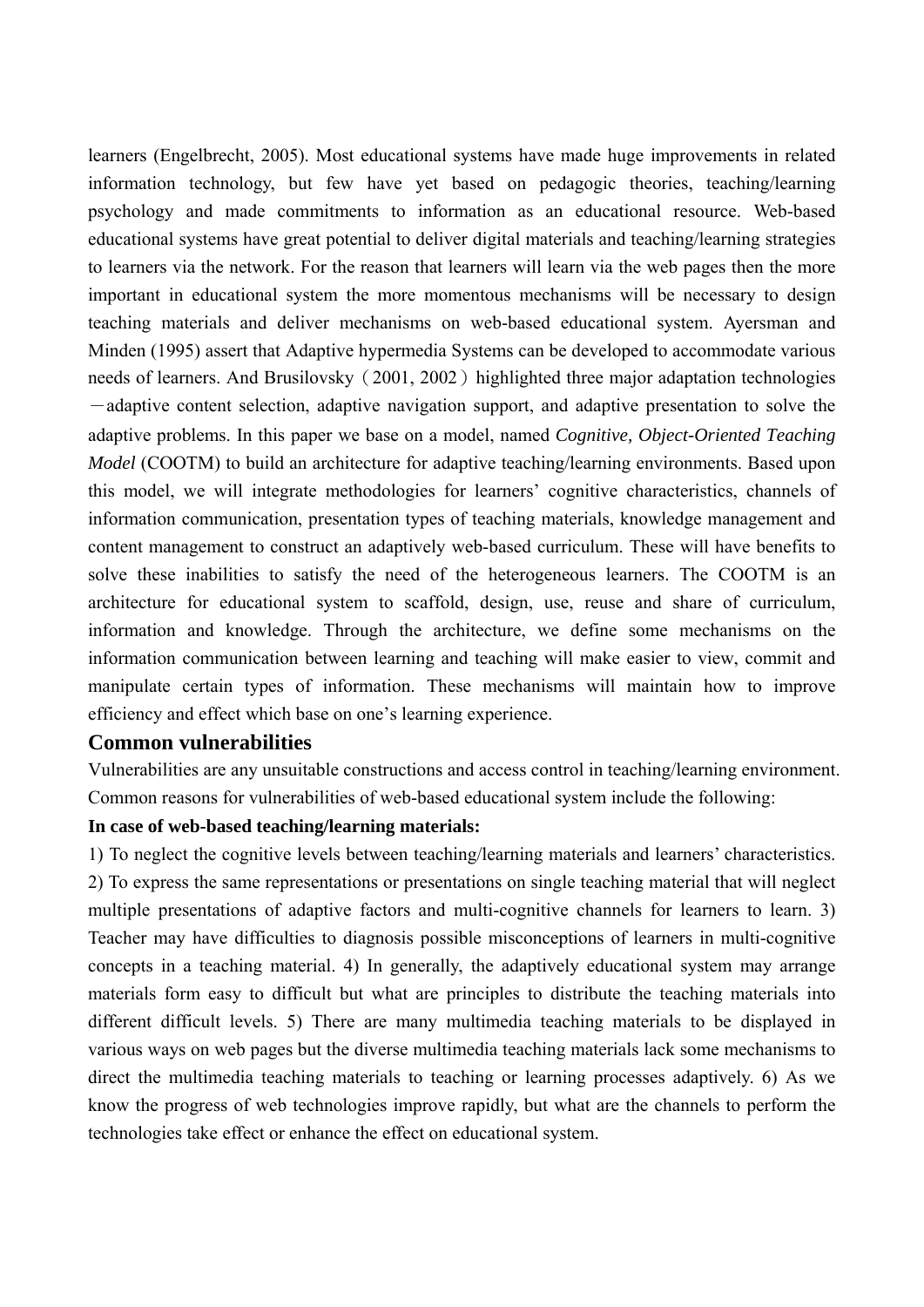learners (Engelbrecht, 2005). Most educational systems have made huge improvements in related information technology, but few have yet based on pedagogic theories, teaching/learning psychology and made commitments to information as an educational resource. Web-based educational systems have great potential to deliver digital materials and teaching/learning strategies to learners via the network. For the reason that learners will learn via the web pages then the more important in educational system the more momentous mechanisms will be necessary to design teaching materials and deliver mechanisms on web-based educational system. Ayersman and Minden (1995) assert that Adaptive hypermedia Systems can be developed to accommodate various needs of learners. And Brusilovsky（2001, 2002）highlighted three major adaptation technologies －adaptive content selection, adaptive navigation support, and adaptive presentation to solve the adaptive problems. In this paper we base on a model, named *Cognitive, Object-Oriented Teaching Model* (COOTM) to build an architecture for adaptive teaching/learning environments. Based upon this model, we will integrate methodologies for learners' cognitive characteristics, channels of information communication, presentation types of teaching materials, knowledge management and content management to construct an adaptively web-based curriculum. These will have benefits to solve these inabilities to satisfy the need of the heterogeneous learners. The COOTM is an architecture for educational system to scaffold, design, use, reuse and share of curriculum, information and knowledge. Through the architecture, we define some mechanisms on the information communication between learning and teaching will make easier to view, commit and manipulate certain types of information. These mechanisms will maintain how to improve efficiency and effect which base on one's learning experience.

## Common vulnerabilities

Vulnerabilities are any unsuitable constructions and access control in teaching/learning environment. Common reasons for vulnerabilities of web-based educational system include the following:

**In case of web-based teaching/learning materials:**

1) To neglect the cognitive levels between teaching/learning materials and learners' characteristics. 2) To express the same representations or presentations on single teaching material that will neglect multiple presentations of adaptive factors and multi-cognitive channels for learners to learn. 3) Teacher may have difficulties to diagnosis possible misconceptions of learners in multi-cognitive concepts in a teaching material. 4) In generally, the adaptively educational system may arrange materials form easy to difficult but what are principles to distribute the teaching materials into different difficult levels. 5) There are many multimedia teaching materials to be displayed in various ways on web pages but the diverse multimedia teaching materials lack some mechanisms to direct the multimedia teaching materials to teaching or learning processes adaptively. 6) As we know the progress of web technologies improve rapidly, but what are the channels to perform the technologies take effect or enhance the effect on educational system.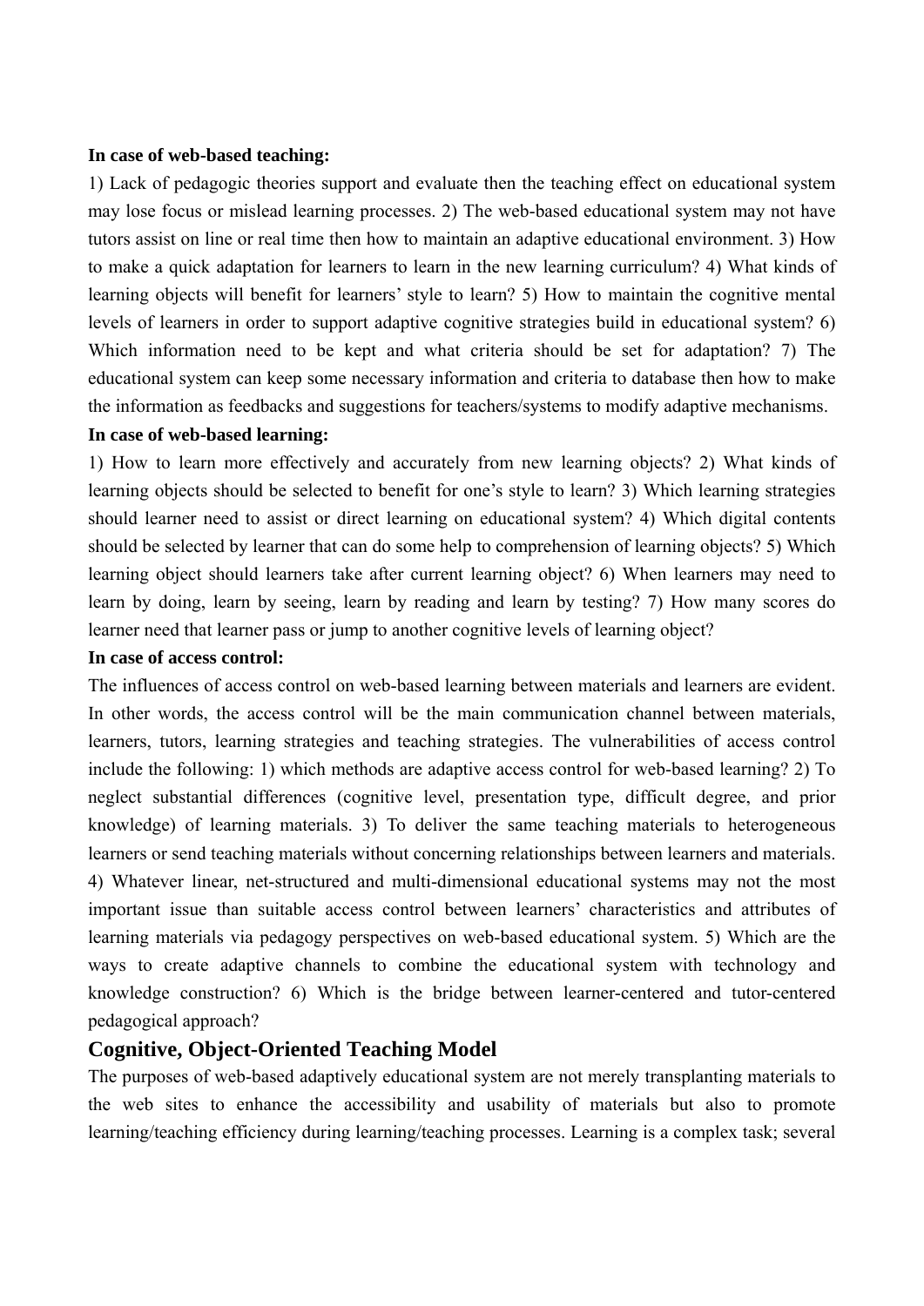**In case of web-based teaching:**

1) Lack of pedagogic theories support and evaluate then the teaching effect on educational system may lose focus or mislead learning processes. 2) The web-based educational system may not have tutors assist on line or real time then how to maintain an adaptive educational environment. 3) How to make a quick adaptation for learners to learn in the new learning curriculum? 4) What kinds of learning objects will benefit for learners' style to learn? 5) How to maintain the cognitive mental levels of learners in order to support adaptive cognitive strategies build in educational system? 6) Which information need to be kept and what criteria should be set for adaptation? 7) The educational system can keep some necessary information and criteria to database then how to make the information as feedbacks and suggestions for teachers/systems to modify adaptive mechanisms.

**In case of web-based learning:**

1) How to learn more effectively and accurately from new learning objects? 2) What kinds of learning objects should be selected to benefit for one's style to learn? 3) Which learning strategies should learner need to assist or direct learning on educational system? 4) Which digital contents should be selected by learner that can do some help to comprehension of learning objects? 5) Which learning object should learners take after current learning object? 6) When learners may need to learn by doing, learn by seeing, learn by reading and learn by testing? 7) How many scores do learner need that learner pass or jump to another cognitive levels of learning object?

**In case of access control:**

The influences of access control on web-based learning between materials and learners are evident. In other words, the access control will be the main communication channel between materials, learners, tutors, learning strategies and teaching strategies. The vulnerabilities of access control include the following: 1) which methods are adaptive access control for web-based learning? 2) To neglect substantial differences (cognitive level, presentation type, difficult degree, and prior knowledge) of learning materials. 3) To deliver the same teaching materials to heterogeneous learners or send teaching materials without concerning relationships between learners and materials. 4) Whatever linear, net-structured and multi-dimensional educational systems may not the most important issue than suitable access control between learners' characteristics and attributes of learning materials via pedagogy perspectives on web-based educational system. 5) Which are the ways to create adaptive channels to combine the educational system with technology and knowledge construction? 6) Which is the bridge between learner-centered and tutor-centered pedagogical approach?

## Cognitive, Object-Oriented Teaching Model

The purposes of web-based adaptively educational system are not merely transplanting materials to the web sites to enhance the accessibility and usability of materials but also to promote learning/teaching efficiency during learning/teaching processes. Learning is a complex task; several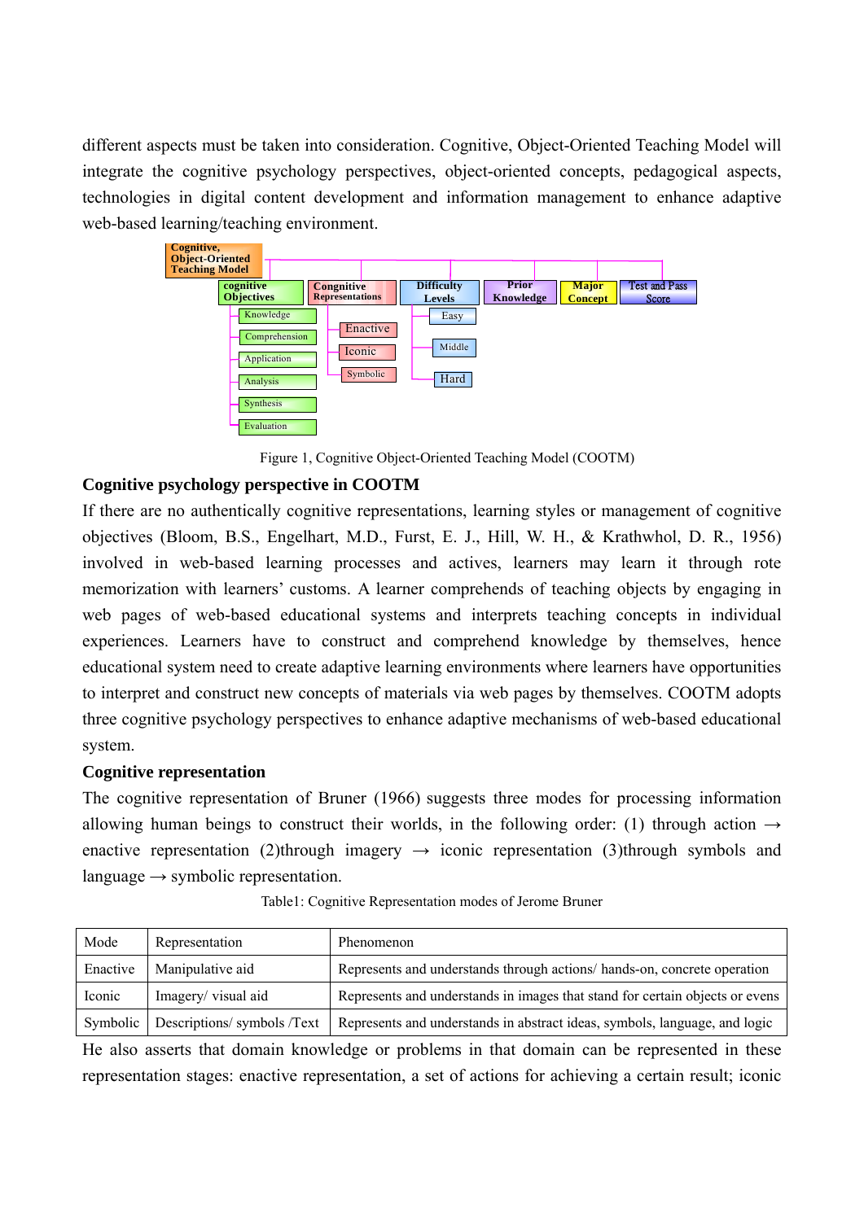different aspects must be taken into consideration. Cognitive, Object-Oriented Teaching Model will integrate the cognitive psychology perspectives, object-oriented concepts, pedagogical aspects, technologies in digital content development and information management to enhance adaptive web-based learning/teaching environment.

Cognitive, Object-Oriented Teaching Model

cognitive Objectives: Knowledge, Comprehension, Application, Analysis, Synthesis, Evaluation

Congnitive Representations: Enactive, Iconic, Symbolic

Difficulty Levels: Easy, Middle, Hard

Prior Knowledge

Major Concept

Test and Pass Score

Figure 1, Cognitive Object-Oriented Teaching Model (COOTM)

## Cognitive psychology perspective in COOTM

If there are no authentically cognitive representations, learning styles or management of cognitive objectives (Bloom, B.S., Engelhart, M.D., Furst, E. J., Hill, W. H., & Krathwhol, D. R., 1956) involved in web-based learning processes and actives, learners may learn it through rote memorization with learners' customs. A learner comprehends of teaching objects by engaging in web pages of web-based educational systems and interprets teaching concepts in individual experiences. Learners have to construct and comprehend knowledge by themselves, hence educational system need to create adaptive learning environments where learners have opportunities to interpret and construct new concepts of materials via web pages by themselves. COOTM adopts three cognitive psychology perspectives to enhance adaptive mechanisms of web-based educational system.

## Cognitive representation

The cognitive representation of Bruner (1966) suggests three modes for processing information allowing human beings to construct their worlds, in the following order: (1) through action → enactive representation (2)through imagery → iconic representation (3)through symbols and language → symbolic representation.

Table1: Cognitive Representation modes of Jerome Bruner

| Mode | Representation | Phenomenon |
|---|---|---|
| Enactive | Manipulative aid | Represents and understands through actions/ hands-on, concrete operation |
| Iconic | Imagery/ visual aid | Represents and understands in images that stand for certain objects or evens |
| Symbolic | Descriptions/ symbols /Text | Represents and understands in abstract ideas, symbols, language, and logic |

He also asserts that domain knowledge or problems in that domain can be represented in these representation stages: enactive representation, a set of actions for achieving a certain result; iconic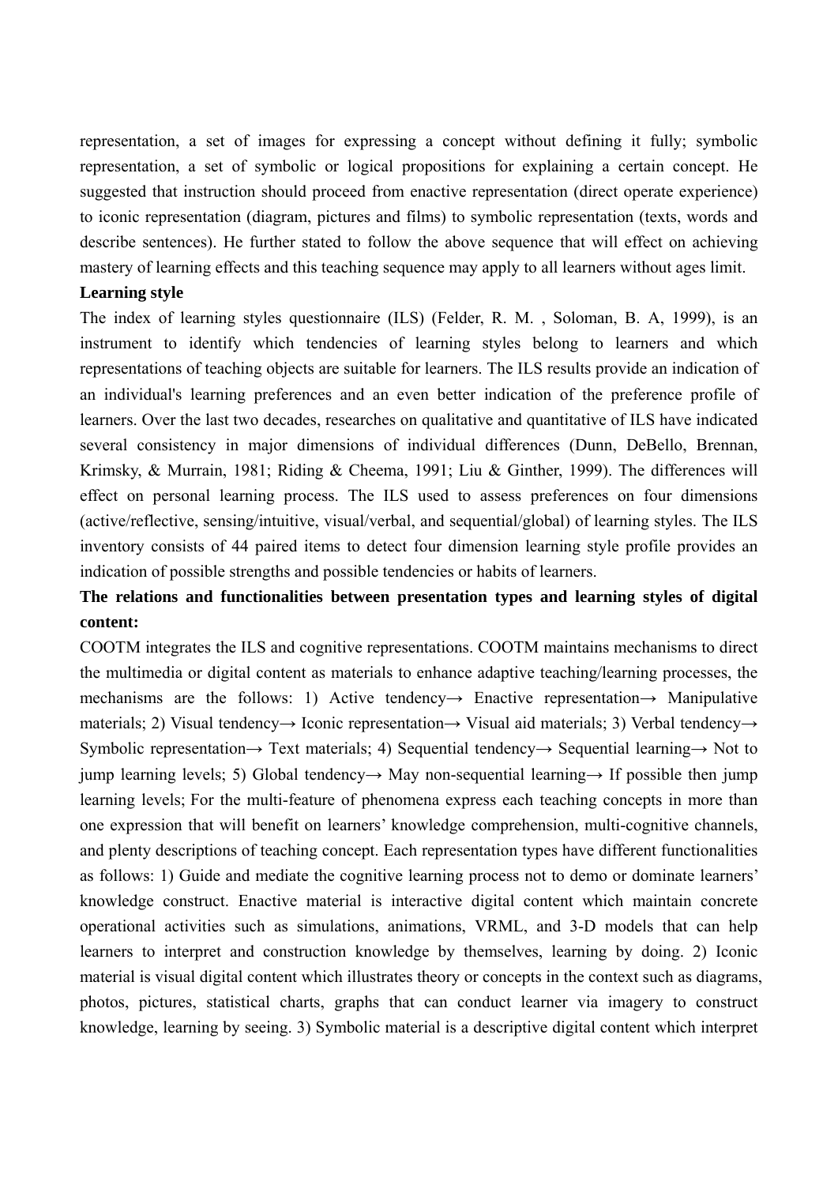representation, a set of images for expressing a concept without defining it fully; symbolic representation, a set of symbolic or logical propositions for explaining a certain concept. He suggested that instruction should proceed from enactive representation (direct operate experience) to iconic representation (diagram, pictures and films) to symbolic representation (texts, words and describe sentences). He further stated to follow the above sequence that will effect on achieving mastery of learning effects and this teaching sequence may apply to all learners without ages limit.

**Learning style**

The index of learning styles questionnaire (ILS) (Felder, R. M. , Soloman, B. A, 1999), is an instrument to identify which tendencies of learning styles belong to learners and which representations of teaching objects are suitable for learners. The ILS results provide an indication of an individual's learning preferences and an even better indication of the preference profile of learners. Over the last two decades, researches on qualitative and quantitative of ILS have indicated several consistency in major dimensions of individual differences (Dunn, DeBello, Brennan, Krimsky, & Murrain, 1981; Riding & Cheema, 1991; Liu & Ginther, 1999). The differences will effect on personal learning process. The ILS used to assess preferences on four dimensions (active/reflective, sensing/intuitive, visual/verbal, and sequential/global) of learning styles. The ILS inventory consists of 44 paired items to detect four dimension learning style profile provides an indication of possible strengths and possible tendencies or habits of learners.

**The relations and functionalities between presentation types and learning styles of digital content:**

COOTM integrates the ILS and cognitive representations. COOTM maintains mechanisms to direct the multimedia or digital content as materials to enhance adaptive teaching/learning processes, the mechanisms are the follows: 1) Active tendency→ Enactive representation→ Manipulative materials; 2) Visual tendency→ Iconic representation→ Visual aid materials; 3) Verbal tendency→ Symbolic representation→ Text materials; 4) Sequential tendency→ Sequential learning→ Not to jump learning levels; 5) Global tendency→ May non-sequential learning→ If possible then jump learning levels; For the multi-feature of phenomena express each teaching concepts in more than one expression that will benefit on learners' knowledge comprehension, multi-cognitive channels, and plenty descriptions of teaching concept. Each representation types have different functionalities as follows: 1) Guide and mediate the cognitive learning process not to demo or dominate learners' knowledge construct. Enactive material is interactive digital content which maintain concrete operational activities such as simulations, animations, VRML, and 3-D models that can help learners to interpret and construction knowledge by themselves, learning by doing. 2) Iconic material is visual digital content which illustrates theory or concepts in the context such as diagrams, photos, pictures, statistical charts, graphs that can conduct learner via imagery to construct knowledge, learning by seeing. 3) Symbolic material is a descriptive digital content which interpret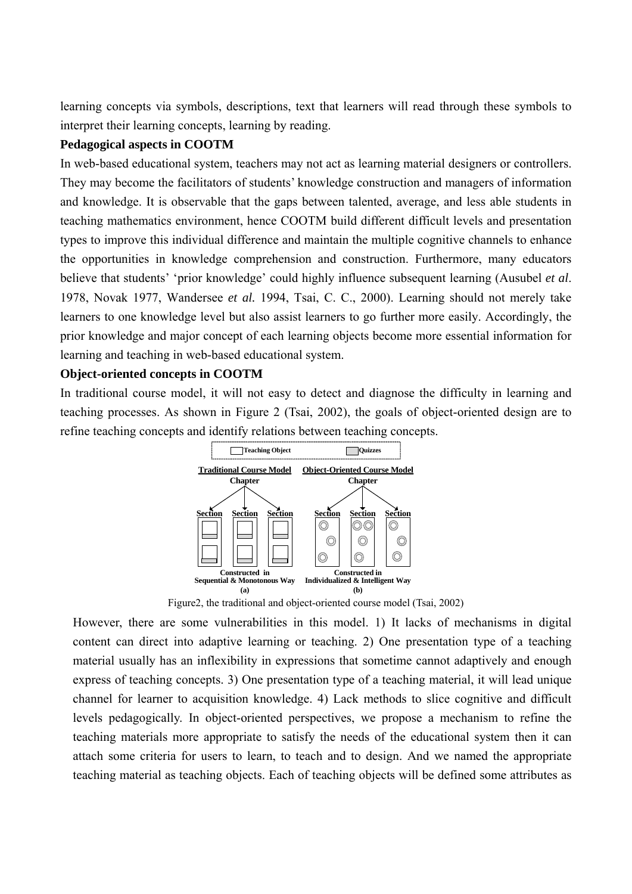learning concepts via symbols, descriptions, text that learners will read through these symbols to interpret their learning concepts, learning by reading.

**Pedagogical aspects in COOTM**

In web-based educational system, teachers may not act as learning material designers or controllers. They may become the facilitators of students' knowledge construction and managers of information and knowledge. It is observable that the gaps between talented, average, and less able students in teaching mathematics environment, hence COOTM build different difficult levels and presentation types to improve this individual difference and maintain the multiple cognitive channels to enhance the opportunities in knowledge comprehension and construction. Furthermore, many educators believe that students' 'prior knowledge' could highly influence subsequent learning (Ausubel *et al*. 1978, Novak 1977, Wandersee *et al.* 1994, Tsai, C. C., 2000). Learning should not merely take learners to one knowledge level but also assist learners to go further more easily. Accordingly, the prior knowledge and major concept of each learning objects become more essential information for learning and teaching in web-based educational system.

**Object-oriented concepts in COOTM**

In traditional course model, it will not easy to detect and diagnose the difficulty in learning and teaching processes. As shown in Figure 2 (Tsai, 2002), the goals of object-oriented design are to refine teaching concepts and identify relations between teaching concepts.

Figure2, the traditional and object-oriented course model (Tsai, 2002)

However, there are some vulnerabilities in this model. 1) It lacks of mechanisms in digital content can direct into adaptive learning or teaching. 2) One presentation type of a teaching material usually has an inflexibility in expressions that sometime cannot adaptively and enough express of teaching concepts. 3) One presentation type of a teaching material, it will lead unique channel for learner to acquisition knowledge. 4) Lack methods to slice cognitive and difficult levels pedagogically. In object-oriented perspectives, we propose a mechanism to refine the teaching materials more appropriate to satisfy the needs of the educational system then it can attach some criteria for users to learn, to teach and to design. And we named the appropriate teaching material as teaching objects. Each of teaching objects will be defined some attributes as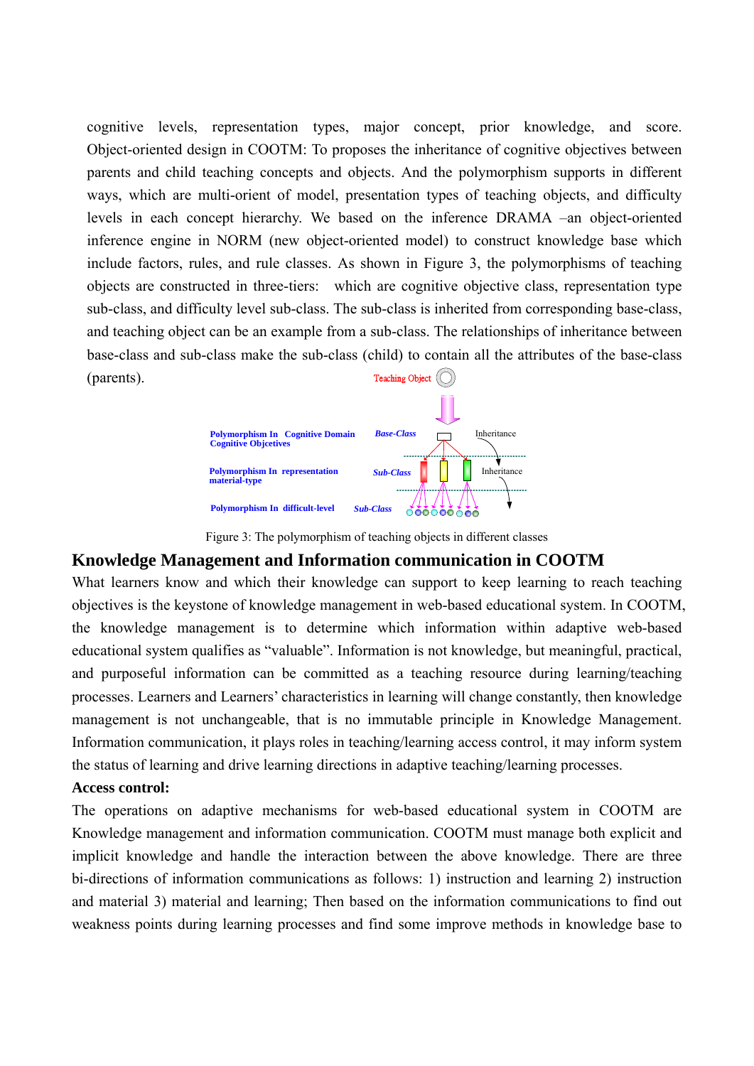cognitive levels, representation types, major concept, prior knowledge, and score. Object-oriented design in COOTM: To proposes the inheritance of cognitive objectives between parents and child teaching concepts and objects. And the polymorphism supports in different ways, which are multi-orient of model, presentation types of teaching objects, and difficulty levels in each concept hierarchy. We based on the inference DRAMA –an object-oriented inference engine in NORM (new object-oriented model) to construct knowledge base which include factors, rules, and rule classes. As shown in Figure 3, the polymorphisms of teaching objects are constructed in three-tiers: which are cognitive objective class, representation type sub-class, and difficulty level sub-class. The sub-class is inherited from corresponding base-class, and teaching object can be an example from a sub-class. The relationships of inheritance between base-class and sub-class make the sub-class (child) to contain all the attributes of the base-class (parents).

Figure 3: The polymorphism of teaching objects in different classes

## Knowledge Management and Information communication in COOTM

What learners know and which their knowledge can support to keep learning to reach teaching objectives is the keystone of knowledge management in web-based educational system. In COOTM, the knowledge management is to determine which information within adaptive web-based educational system qualifies as "valuable". Information is not knowledge, but meaningful, practical, and purposeful information can be committed as a teaching resource during learning/teaching processes. Learners and Learners' characteristics in learning will change constantly, then knowledge management is not unchangeable, that is no immutable principle in Knowledge Management. Information communication, it plays roles in teaching/learning access control, it may inform system the status of learning and drive learning directions in adaptive teaching/learning processes.

**Access control:**

The operations on adaptive mechanisms for web-based educational system in COOTM are Knowledge management and information communication. COOTM must manage both explicit and implicit knowledge and handle the interaction between the above knowledge. There are three bi-directions of information communications as follows: 1) instruction and learning 2) instruction and material 3) material and learning; Then based on the information communications to find out weakness points during learning processes and find some improve methods in knowledge base to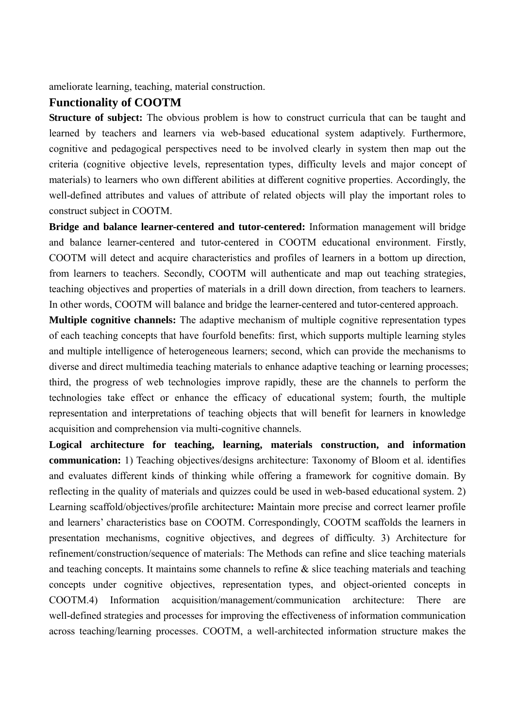ameliorate learning, teaching, material construction.

## Functionality of COOTM

**Structure of subject:** The obvious problem is how to construct curricula that can be taught and learned by teachers and learners via web-based educational system adaptively. Furthermore, cognitive and pedagogical perspectives need to be involved clearly in system then map out the criteria (cognitive objective levels, representation types, difficulty levels and major concept of materials) to learners who own different abilities at different cognitive properties. Accordingly, the well-defined attributes and values of attribute of related objects will play the important roles to construct subject in COOTM.

**Bridge and balance learner-centered and tutor-centered:** Information management will bridge and balance learner-centered and tutor-centered in COOTM educational environment. Firstly, COOTM will detect and acquire characteristics and profiles of learners in a bottom up direction, from learners to teachers. Secondly, COOTM will authenticate and map out teaching strategies, teaching objectives and properties of materials in a drill down direction, from teachers to learners. In other words, COOTM will balance and bridge the learner-centered and tutor-centered approach.

**Multiple cognitive channels:** The adaptive mechanism of multiple cognitive representation types of each teaching concepts that have fourfold benefits: first, which supports multiple learning styles and multiple intelligence of heterogeneous learners; second, which can provide the mechanisms to diverse and direct multimedia teaching materials to enhance adaptive teaching or learning processes; third, the progress of web technologies improve rapidly, these are the channels to perform the technologies take effect or enhance the efficacy of educational system; fourth, the multiple representation and interpretations of teaching objects that will benefit for learners in knowledge acquisition and comprehension via multi-cognitive channels.

**Logical architecture for teaching, learning, materials construction, and information communication:** 1) Teaching objectives/designs architecture: Taxonomy of Bloom et al. identifies and evaluates different kinds of thinking while offering a framework for cognitive domain. By reflecting in the quality of materials and quizzes could be used in web-based educational system. 2) Learning scaffold/objectives/profile architecture**:** Maintain more precise and correct learner profile and learners' characteristics base on COOTM. Correspondingly, COOTM scaffolds the learners in presentation mechanisms, cognitive objectives, and degrees of difficulty. 3) Architecture for refinement/construction/sequence of materials: The Methods can refine and slice teaching materials and teaching concepts. It maintains some channels to refine & slice teaching materials and teaching concepts under cognitive objectives, representation types, and object-oriented concepts in COOTM.4) Information acquisition/management/communication architecture: There are well-defined strategies and processes for improving the effectiveness of information communication across teaching/learning processes. COOTM, a well-architected information structure makes the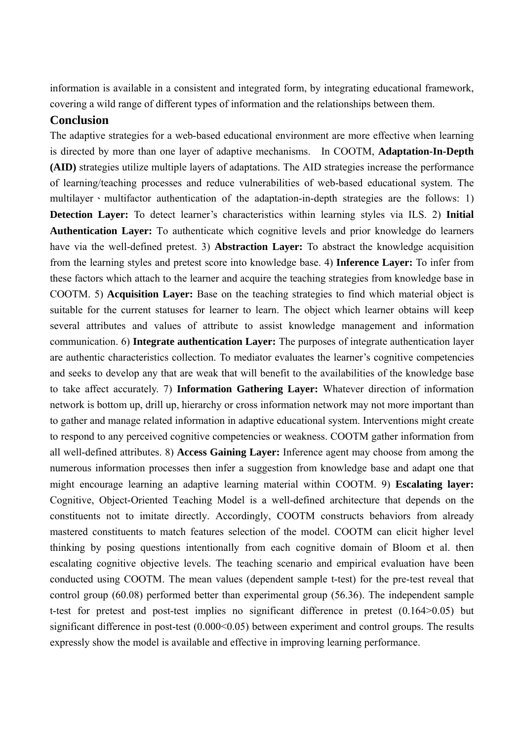information is available in a consistent and integrated form, by integrating educational framework, covering a wild range of different types of information and the relationships between them.

## Conclusion

The adaptive strategies for a web-based educational environment are more effective when learning is directed by more than one layer of adaptive mechanisms. In COOTM, **Adaptation-In-Depth (AID)** strategies utilize multiple layers of adaptations. The AID strategies increase the performance of learning/teaching processes and reduce vulnerabilities of web-based educational system. The multilayer、multifactor authentication of the adaptation-in-depth strategies are the follows: 1) **Detection Layer:** To detect learner's characteristics within learning styles via ILS. 2) **Initial Authentication Layer:** To authenticate which cognitive levels and prior knowledge do learners have via the well-defined pretest. 3) **Abstraction Layer:** To abstract the knowledge acquisition from the learning styles and pretest score into knowledge base. 4) **Inference Layer:** To infer from these factors which attach to the learner and acquire the teaching strategies from knowledge base in COOTM. 5) **Acquisition Layer:** Base on the teaching strategies to find which material object is suitable for the current statuses for learner to learn. The object which learner obtains will keep several attributes and values of attribute to assist knowledge management and information communication. 6) **Integrate authentication Layer:** The purposes of integrate authentication layer are authentic characteristics collection. To mediator evaluates the learner's cognitive competencies and seeks to develop any that are weak that will benefit to the availabilities of the knowledge base to take affect accurately. 7) **Information Gathering Layer:** Whatever direction of information network is bottom up, drill up, hierarchy or cross information network may not more important than to gather and manage related information in adaptive educational system. Interventions might create to respond to any perceived cognitive competencies or weakness. COOTM gather information from all well-defined attributes. 8) **Access Gaining Layer:** Inference agent may choose from among the numerous information processes then infer a suggestion from knowledge base and adapt one that might encourage learning an adaptive learning material within COOTM. 9) **Escalating layer:** Cognitive, Object-Oriented Teaching Model is a well-defined architecture that depends on the constituents not to imitate directly. Accordingly, COOTM constructs behaviors from already mastered constituents to match features selection of the model. COOTM can elicit higher level thinking by posing questions intentionally from each cognitive domain of Bloom et al. then escalating cognitive objective levels. The teaching scenario and empirical evaluation have been conducted using COOTM. The mean values (dependent sample t-test) for the pre-test reveal that control group (60.08) performed better than experimental group (56.36). The independent sample t-test for pretest and post-test implies no significant difference in pretest (0.164>0.05) but significant difference in post-test (0.000<0.05) between experiment and control groups. The results expressly show the model is available and effective in improving learning performance.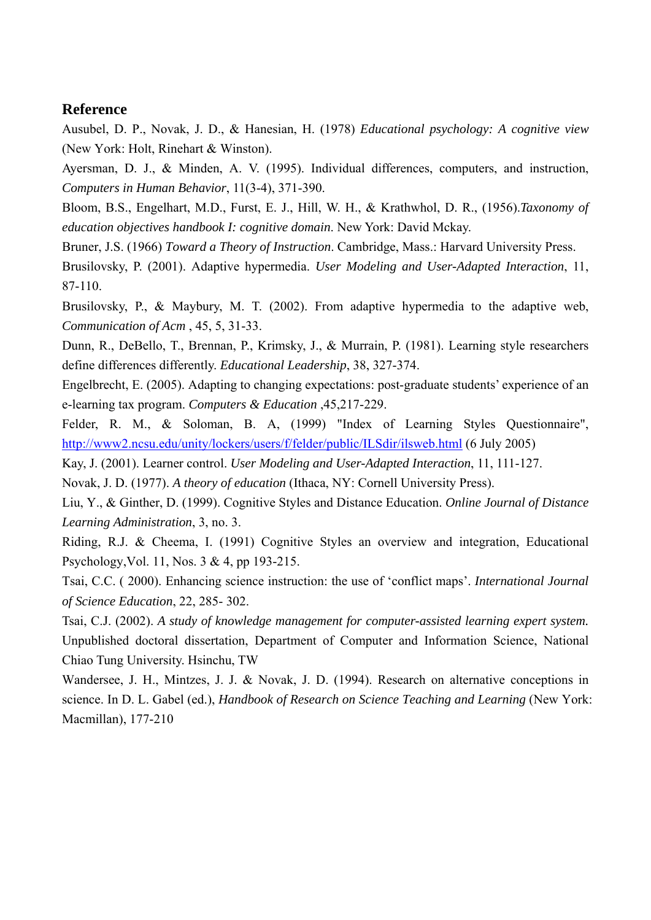## Reference

Ausubel, D. P., Novak, J. D., & Hanesian, H. (1978) *Educational psychology: A cognitive view* (New York: Holt, Rinehart & Winston).

Ayersman, D. J., & Minden, A. V. (1995). Individual differences, computers, and instruction, *Computers in Human Behavior*, 11(3-4), 371-390.

Bloom, B.S., Engelhart, M.D., Furst, E. J., Hill, W. H., & Krathwhol, D. R., (1956).*Taxonomy of education objectives handbook I: cognitive domain*. New York: David Mckay.

Bruner, J.S. (1966) *Toward a Theory of Instruction*. Cambridge, Mass.: Harvard University Press.

Brusilovsky, P. (2001). Adaptive hypermedia. *User Modeling and User-Adapted Interaction*, 11, 87-110.

Brusilovsky, P., & Maybury, M. T. (2002). From adaptive hypermedia to the adaptive web, *Communication of Acm* , 45, 5, 31-33.

Dunn, R., DeBello, T., Brennan, P., Krimsky, J., & Murrain, P. (1981). Learning style researchers define differences differently. *Educational Leadership*, 38, 327-374.

Engelbrecht, E. (2005). Adapting to changing expectations: post-graduate students' experience of an e-learning tax program. *Computers & Education* ,45,217-229.

Felder, R. M., & Soloman, B. A, (1999) "Index of Learning Styles Questionnaire", http://www2.ncsu.edu/unity/lockers/users/f/felder/public/ILSdir/ilsweb.html (6 July 2005)

Kay, J. (2001). Learner control. *User Modeling and User-Adapted Interaction*, 11, 111-127.

Novak, J. D. (1977). *A theory of education* (Ithaca, NY: Cornell University Press).

Liu, Y., & Ginther, D. (1999). Cognitive Styles and Distance Education. *Online Journal of Distance Learning Administration*, 3, no. 3.

Riding, R.J. & Cheema, I. (1991) Cognitive Styles an overview and integration, Educational Psychology,Vol. 11, Nos. 3 & 4, pp 193-215.

Tsai, C.C. ( 2000). Enhancing science instruction: the use of 'conflict maps'. *International Journal of Science Education*, 22, 285- 302.

Tsai, C.J. (2002). *A study of knowledge management for computer-assisted learning expert system.* Unpublished doctoral dissertation, Department of Computer and Information Science, National Chiao Tung University. Hsinchu, TW

Wandersee, J. H., Mintzes, J. J. & Novak, J. D. (1994). Research on alternative conceptions in science. In D. L. Gabel (ed.), *Handbook of Research on Science Teaching and Learning* (New York: Macmillan), 177-210